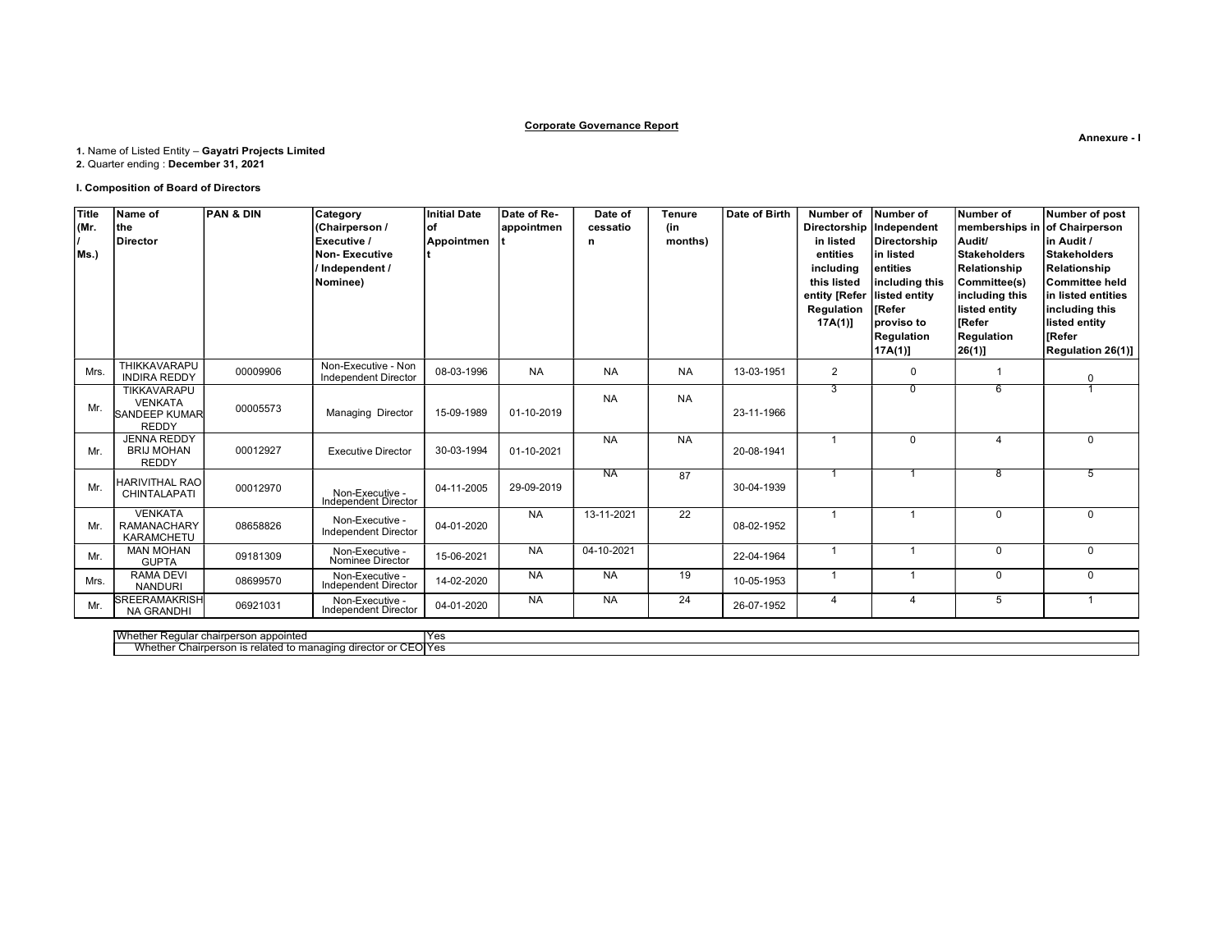## Corporate Governance Report

**Annexure - I**

**1.** Name of Listed Entity – **Gayatri Projects Limited**
**2.** Quarter ending : **December 31, 2021**

**I. Composition of Board of Directors**

| Title (Mr. / Ms.) | Name of the Director | PAN & DIN | Category (Chairperson / Executive / Non- Executive / Independent / Nominee) | Initial Date of Appointment | Date of Re-appointment | Date of cessation | Tenure (in months) | Date of Birth | Number of Directorship in listed entities including this listed entity [Refer Regulation 17A(1)] | Number of Independent Directorship in listed entities including this listed entity [Refer proviso to Regulation 17A(1)] | Number of memberships in Audit/ Stakeholders Relationship Committee(s) including this listed entity [Refer Regulation 26(1)] | Number of post of Chairperson in Audit / Stakeholders Relationship Committee held in listed entities including this listed entity [Refer Regulation 26(1)] |
|---|---|---|---|---|---|---|---|---|---|---|---|---|
| Mrs. | THIKKAVARAPU INDIRA REDDY | 00009906 | Non-Executive - Non Independent Director | 08-03-1996 | NA | NA | NA | 13-03-1951 | 2 | 0 | 1 | 0 |
| Mr. | TIKKAVARAPU VENKATA SANDEEP KUMAR REDDY | 00005573 | Managing Director | 15-09-1989 | 01-10-2019 | NA | NA | 23-11-1966 | 3 | 0 | 6 | 1 |
| Mr. | JENNA REDDY BRIJ MOHAN REDDY | 00012927 | Executive Director | 30-03-1994 | 01-10-2021 | NA | NA | 20-08-1941 | 1 | 0 | 4 | 0 |
| Mr. | HARIVITHAL RAO CHINTALAPATI | 00012970 | Non-Executive - Independent Director | 04-11-2005 | 29-09-2019 | NA | 87 | 30-04-1939 | 1 | 1 | 8 | 5 |
| Mr. | VENKATA RAMANACHARY KARAMCHETU | 08658826 | Non-Executive - Independent Director | 04-01-2020 | NA | 13-11-2021 | 22 | 08-02-1952 | 1 | 1 | 0 | 0 |
| Mr. | MAN MOHAN GUPTA | 09181309 | Non-Executive - Nominee Director | 15-06-2021 | NA | 04-10-2021 | | 22-04-1964 | 1 | 1 | 0 | 0 |
| Mrs. | RAMA DEVI NANDURI | 08699570 | Non-Executive - Independent Director | 14-02-2020 | NA | NA | 19 | 10-05-1953 | 1 | 1 | 0 | 0 |
| Mr. | SREERAMAKRISHNA GRANDHI | 06921031 | Non-Executive - Independent Director | 04-01-2020 | NA | NA | 24 | 26-07-1952 | 4 | 4 | 5 | 1 |

| | |
|---|---|
| Whether Regular chairperson appointed | Yes |
| Whether Chairperson is related to managing director or CEO | Yes |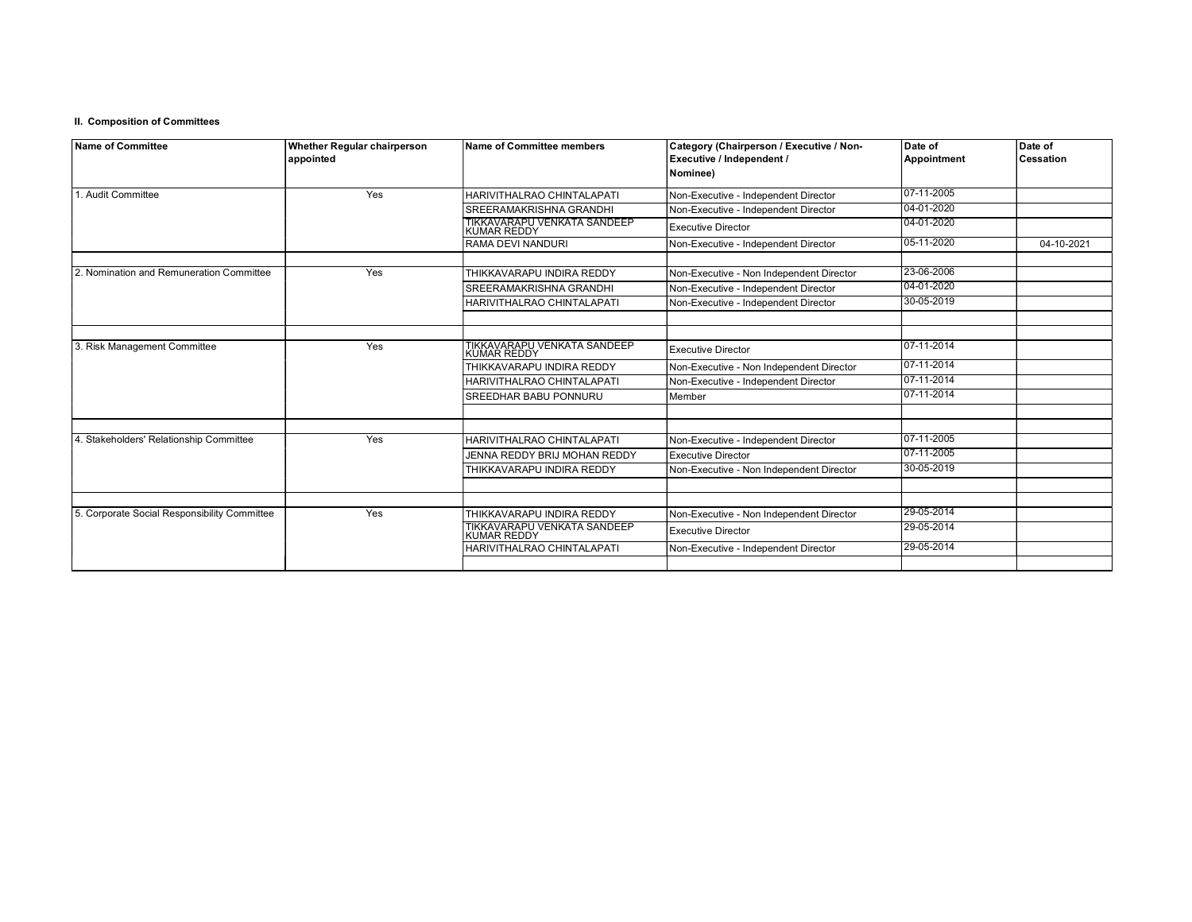**II. Composition of Committees**

| Name of Committee | Whether Regular chairperson appointed | Name of Committee members | Category (Chairperson / Executive / Non-Executive / Independent / Nominee) | Date of Appointment | Date of Cessation |
|---|---|---|---|---|---|
| 1. Audit Committee | Yes | HARIVITHALRAO CHINTALAPATI | Non-Executive - Independent Director | 07-11-2005 | |
| | | SREERAMAKRISHNA GRANDHI | Non-Executive - Independent Director | 04-01-2020 | |
| | | TIKKAVARAPU VENKATA SANDEEP KUMAR REDDY | Executive Director | 04-01-2020 | |
| | | RAMA DEVI NANDURI | Non-Executive - Independent Director | 05-11-2020 | 04-10-2021 |
| | | | | | |
| 2. Nomination and Remuneration Committee | Yes | THIKKAVARAPU INDIRA REDDY | Non-Executive - Non Independent Director | 23-06-2006 | |
| | | SREERAMAKRISHNA GRANDHI | Non-Executive - Independent Director | 04-01-2020 | |
| | | HARIVITHALRAO CHINTALAPATI | Non-Executive - Independent Director | 30-05-2019 | |
| | | | | | |
| | | | | | |
| 3. Risk Management Committee | Yes | TIKKAVARAPU VENKATA SANDEEP KUMAR REDDY | Executive Director | 07-11-2014 | |
| | | THIKKAVARAPU INDIRA REDDY | Non-Executive - Non Independent Director | 07-11-2014 | |
| | | HARIVITHALRAO CHINTALAPATI | Non-Executive - Independent Director | 07-11-2014 | |
| | | SREEDHAR BABU PONNURU | Member | 07-11-2014 | |
| | | | | | |
| | | | | | |
| 4. Stakeholders' Relationship Committee | Yes | HARIVITHALRAO CHINTALAPATI | Non-Executive - Independent Director | 07-11-2005 | |
| | | JENNA REDDY BRIJ MOHAN REDDY | Executive Director | 07-11-2005 | |
| | | THIKKAVARAPU INDIRA REDDY | Non-Executive - Non Independent Director | 30-05-2019 | |
| | | | | | |
| | | | | | |
| 5. Corporate Social Responsibility Committee | Yes | THIKKAVARAPU INDIRA REDDY | Non-Executive - Non Independent Director | 29-05-2014 | |
| | | TIKKAVARAPU VENKATA SANDEEP KUMAR REDDY | Executive Director | 29-05-2014 | |
| | | HARIVITHALRAO CHINTALAPATI | Non-Executive - Independent Director | 29-05-2014 | |
| | | | | | |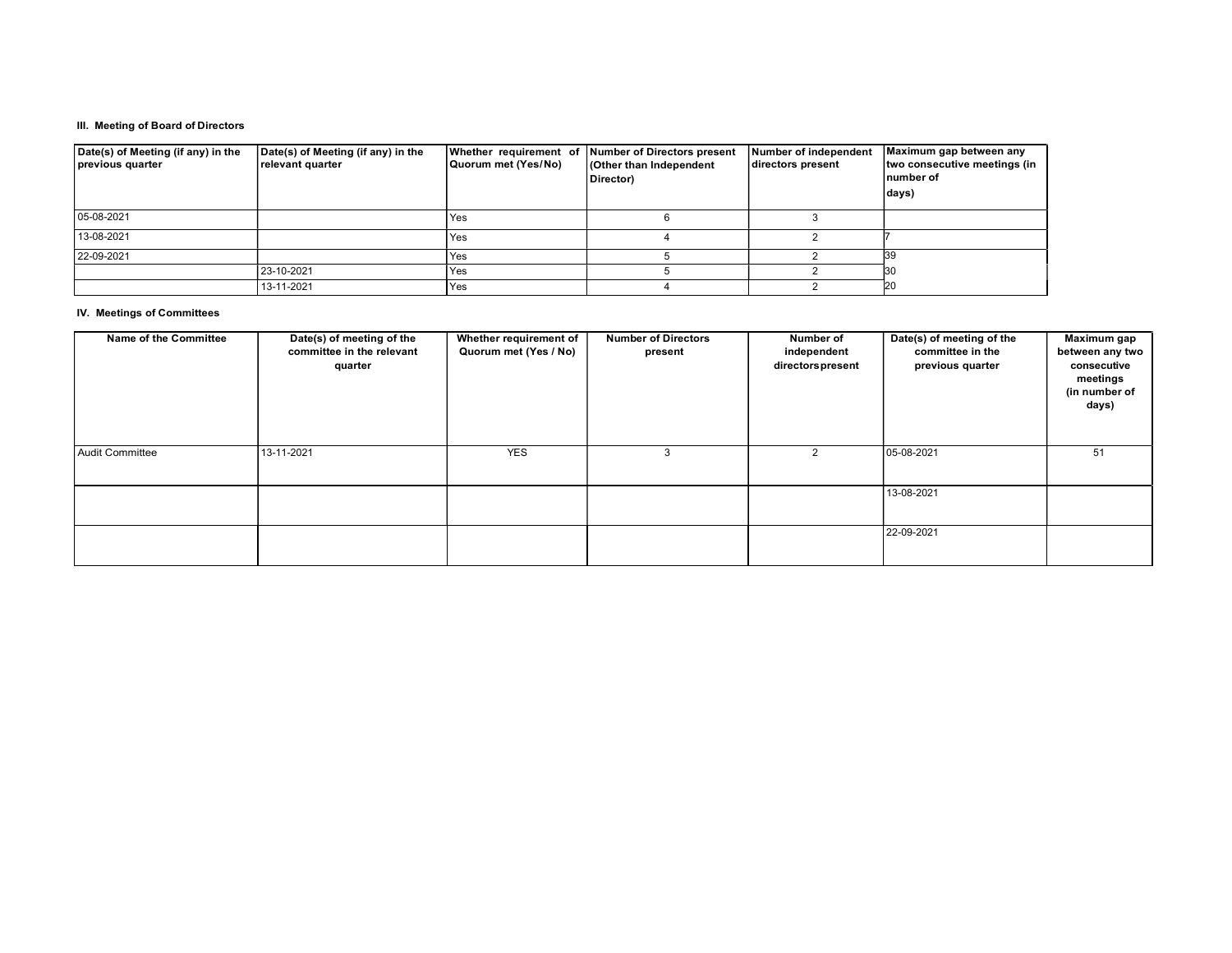### III. Meeting of Board of Directors

| Date(s) of Meeting (if any) in the previous quarter | Date(s) of Meeting (if any) in the relevant quarter | Whether requirement of Quorum met (Yes/No) | Number of Directors present (Other than Independent Director) | Number of independent directors present | Maximum gap between any two consecutive meetings (in number of days) |
|---|---|---|---|---|---|
| 05-08-2021 | | Yes | 6 | 3 | |
| 13-08-2021 | | Yes | 4 | 2 | 7 |
| 22-09-2021 | | Yes | 5 | 2 | 39 |
| | 23-10-2021 | Yes | 5 | 2 | 30 |
| | 13-11-2021 | Yes | 4 | 2 | 20 |

### IV. Meetings of Committees

| Name of the Committee | Date(s) of meeting of the committee in the relevant quarter | Whether requirement of Quorum met (Yes / No) | Number of Directors present | Number of independent directors present | Date(s) of meeting of the committee in the previous quarter | Maximum gap between any two consecutive meetings (in number of days) |
|---|---|---|---|---|---|---|
| Audit Committee | 13-11-2021 | YES | 3 | 2 | 05-08-2021 | 51 |
| | | | | | 13-08-2021 | |
| | | | | | 22-09-2021 | |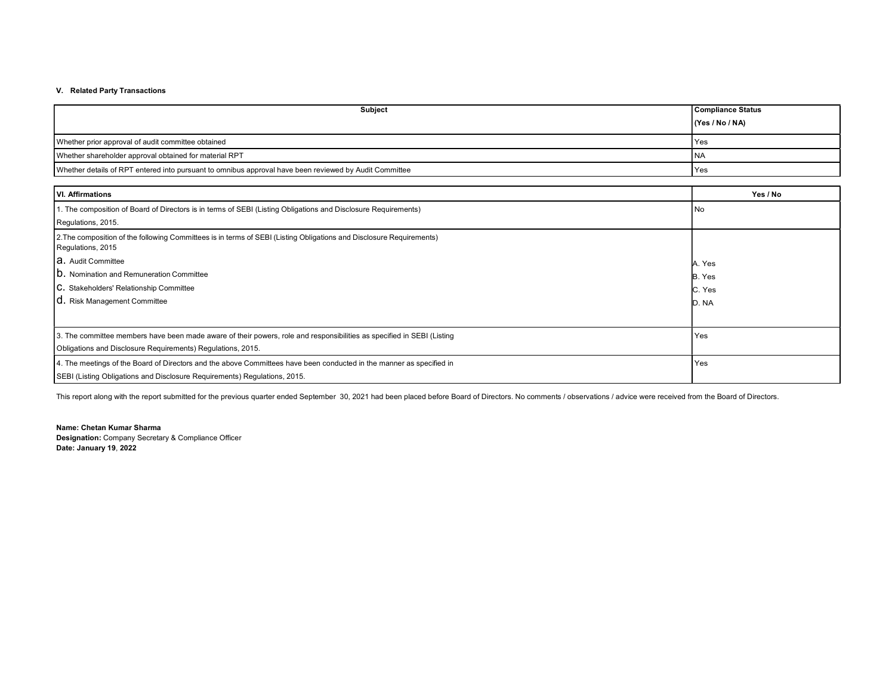**V. Related Party Transactions**

| Subject | Compliance Status (Yes / No / NA) |
| --- | --- |
| Whether prior approval of audit committee obtained | Yes |
| Whether shareholder approval obtained for material RPT | NA |
| Whether details of RPT entered into pursuant to omnibus approval have been reviewed by Audit Committee | Yes |

| VI. Affirmations | Yes / No |
| --- | --- |
| 1. The composition of Board of Directors is in terms of SEBI (Listing Obligations and Disclosure Requirements) Regulations, 2015. | No |
| 2.The composition of the following Committees is in terms of SEBI (Listing Obligations and Disclosure Requirements) Regulations, 2015<br>a. Audit Committee<br>b. Nomination and Remuneration Committee<br>c. Stakeholders' Relationship Committee<br>d. Risk Management Committee | <br><br>A. Yes<br>B. Yes<br>C. Yes<br>D. NA |
| 3. The committee members have been made aware of their powers, role and responsibilities as specified in SEBI (Listing Obligations and Disclosure Requirements) Regulations, 2015. | Yes |
| 4. The meetings of the Board of Directors and the above Committees have been conducted in the manner as specified in SEBI (Listing Obligations and Disclosure Requirements) Regulations, 2015. | Yes |

This report along with the report submitted for the previous quarter ended September 30, 2021 had been placed before Board of Directors. No comments / observations / advice were received from the Board of Directors.

**Name: Chetan Kumar Sharma**
**Designation:** Company Secretary & Compliance Officer
**Date: January 19, 2022**